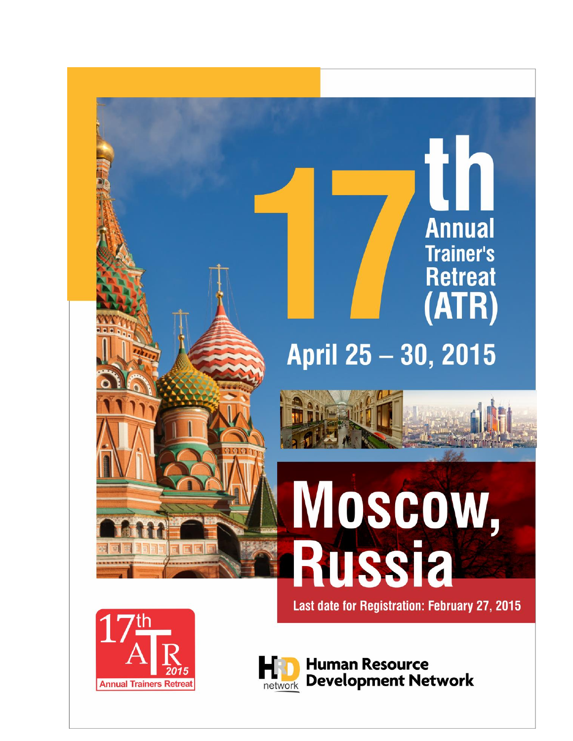# 17th Annual Trainer's Retreat (ATR)

## April 25 – 30, 2015

# Moscow, Russia

**Last date for Registration: February 27, 2015**

17th ATR 2015 Annual Trainers Retreat

HRD network — Human Resource Development Network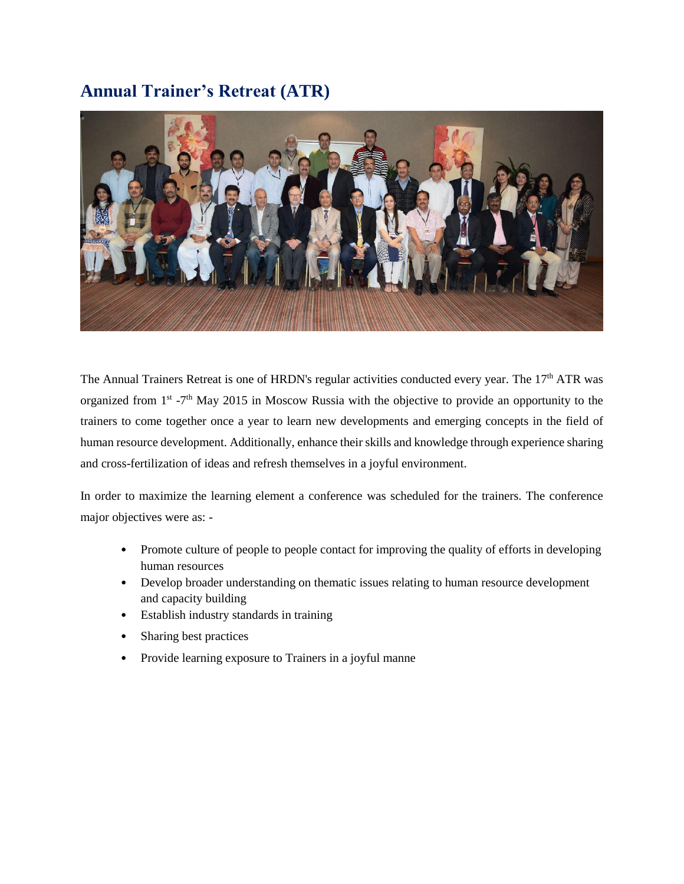## Annual Trainer's Retreat (ATR)

The Annual Trainers Retreat is one of HRDN's regular activities conducted every year. The 17th ATR was organized from 1st -7th May 2015 in Moscow Russia with the objective to provide an opportunity to the trainers to come together once a year to learn new developments and emerging concepts in the field of human resource development. Additionally, enhance their skills and knowledge through experience sharing and cross-fertilization of ideas and refresh themselves in a joyful environment.

In order to maximize the learning element a conference was scheduled for the trainers. The conference major objectives were as: -

- Promote culture of people to people contact for improving the quality of efforts in developing human resources
- Develop broader understanding on thematic issues relating to human resource development and capacity building
- Establish industry standards in training
- Sharing best practices
- Provide learning exposure to Trainers in a joyful manne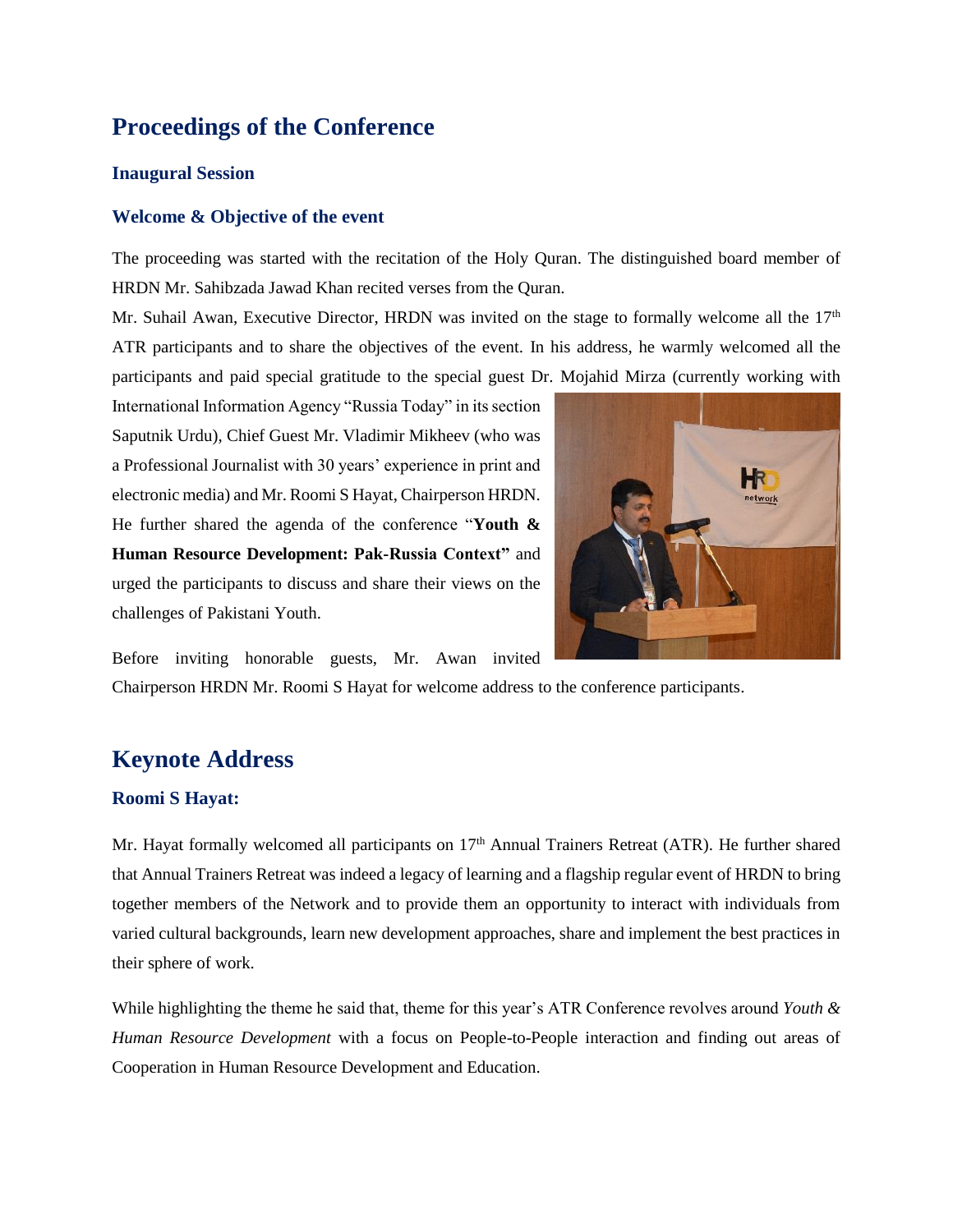# Proceedings of the Conference

## Inaugural Session

### Welcome & Objective of the event

The proceeding was started with the recitation of the Holy Quran. The distinguished board member of HRDN Mr. Sahibzada Jawad Khan recited verses from the Quran.

Mr. Suhail Awan, Executive Director, HRDN was invited on the stage to formally welcome all the 17th ATR participants and to share the objectives of the event. In his address, he warmly welcomed all the participants and paid special gratitude to the special guest Dr. Mojahid Mirza (currently working with International Information Agency "Russia Today" in its section Saputnik Urdu), Chief Guest Mr. Vladimir Mikheev (who was a Professional Journalist with 30 years' experience in print and electronic media) and Mr. Roomi S Hayat, Chairperson HRDN. He further shared the agenda of the conference "**Youth & Human Resource Development: Pak-Russia Context"** and urged the participants to discuss and share their views on the challenges of Pakistani Youth.

Before inviting honorable guests, Mr. Awan invited Chairperson HRDN Mr. Roomi S Hayat for welcome address to the conference participants.

# Keynote Address

### Roomi S Hayat:

Mr. Hayat formally welcomed all participants on 17th Annual Trainers Retreat (ATR). He further shared that Annual Trainers Retreat was indeed a legacy of learning and a flagship regular event of HRDN to bring together members of the Network and to provide them an opportunity to interact with individuals from varied cultural backgrounds, learn new development approaches, share and implement the best practices in their sphere of work.

While highlighting the theme he said that, theme for this year's ATR Conference revolves around *Youth & Human Resource Development* with a focus on People-to-People interaction and finding out areas of Cooperation in Human Resource Development and Education.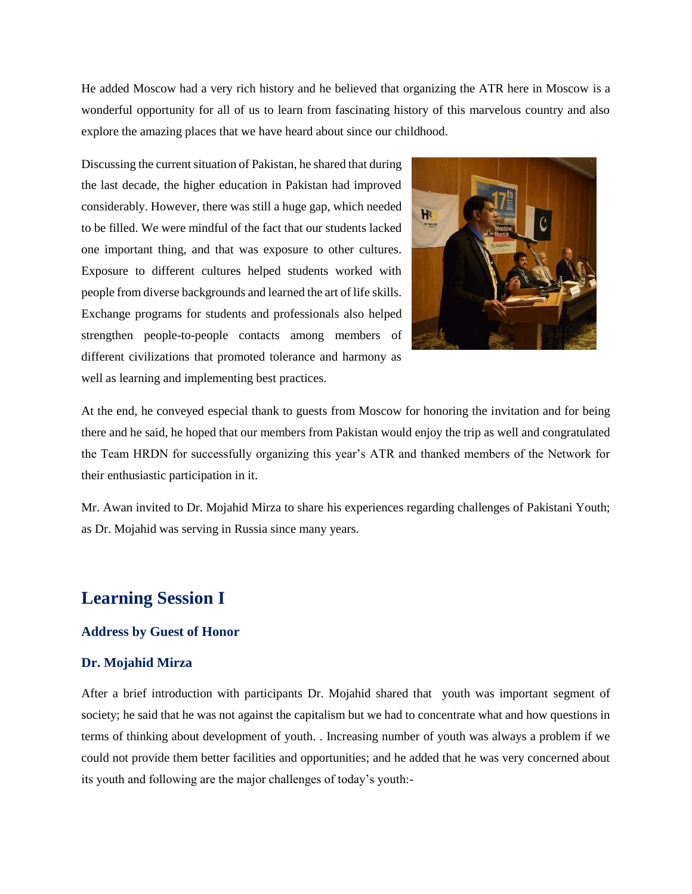He added Moscow had a very rich history and he believed that organizing the ATR here in Moscow is a wonderful opportunity for all of us to learn from fascinating history of this marvelous country and also explore the amazing places that we have heard about since our childhood.

Discussing the current situation of Pakistan, he shared that during the last decade, the higher education in Pakistan had improved considerably. However, there was still a huge gap, which needed to be filled. We were mindful of the fact that our students lacked one important thing, and that was exposure to other cultures. Exposure to different cultures helped students worked with people from diverse backgrounds and learned the art of life skills. Exchange programs for students and professionals also helped strengthen people-to-people contacts among members of different civilizations that promoted tolerance and harmony as well as learning and implementing best practices.

At the end, he conveyed especial thank to guests from Moscow for honoring the invitation and for being there and he said, he hoped that our members from Pakistan would enjoy the trip as well and congratulated the Team HRDN for successfully organizing this year's ATR and thanked members of the Network for their enthusiastic participation in it.

Mr. Awan invited to Dr. Mojahid Mirza to share his experiences regarding challenges of Pakistani Youth; as Dr. Mojahid was serving in Russia since many years.

## Learning Session I

### Address by Guest of Honor

### Dr. Mojahid Mirza

After a brief introduction with participants Dr. Mojahid shared that youth was important segment of society; he said that he was not against the capitalism but we had to concentrate what and how questions in terms of thinking about development of youth. . Increasing number of youth was always a problem if we could not provide them better facilities and opportunities; and he added that he was very concerned about its youth and following are the major challenges of today's youth:-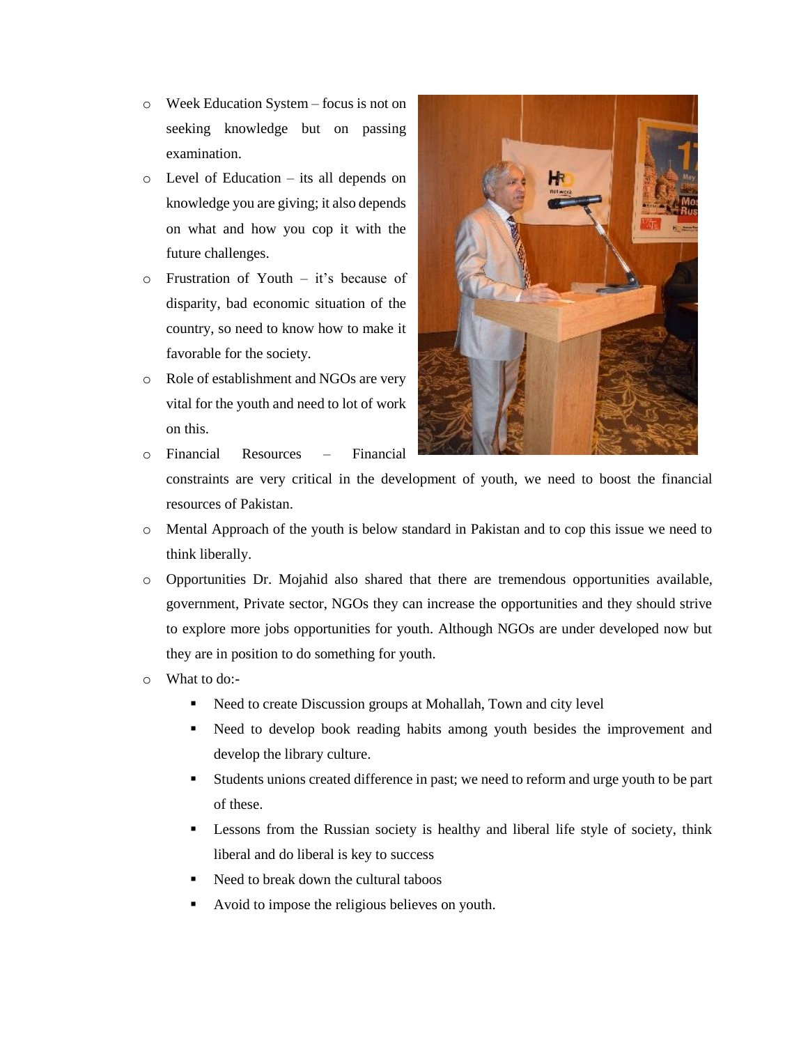- Week Education System – focus is not on seeking knowledge but on passing examination.
- Level of Education – its all depends on knowledge you are giving; it also depends on what and how you cop it with the future challenges.
- Frustration of Youth – it's because of disparity, bad economic situation of the country, so need to know how to make it favorable for the society.
- Role of establishment and NGOs are very vital for the youth and need to lot of work on this.
- Financial Resources – Financial constraints are very critical in the development of youth, we need to boost the financial resources of Pakistan.
- Mental Approach of the youth is below standard in Pakistan and to cop this issue we need to think liberally.
- Opportunities Dr. Mojahid also shared that there are tremendous opportunities available, government, Private sector, NGOs they can increase the opportunities and they should strive to explore more jobs opportunities for youth. Although NGOs are under developed now but they are in position to do something for youth.
- What to do:-
  - Need to create Discussion groups at Mohallah, Town and city level
  - Need to develop book reading habits among youth besides the improvement and develop the library culture.
  - Students unions created difference in past; we need to reform and urge youth to be part of these.
  - Lessons from the Russian society is healthy and liberal life style of society, think liberal and do liberal is key to success
  - Need to break down the cultural taboos
  - Avoid to impose the religious believes on youth.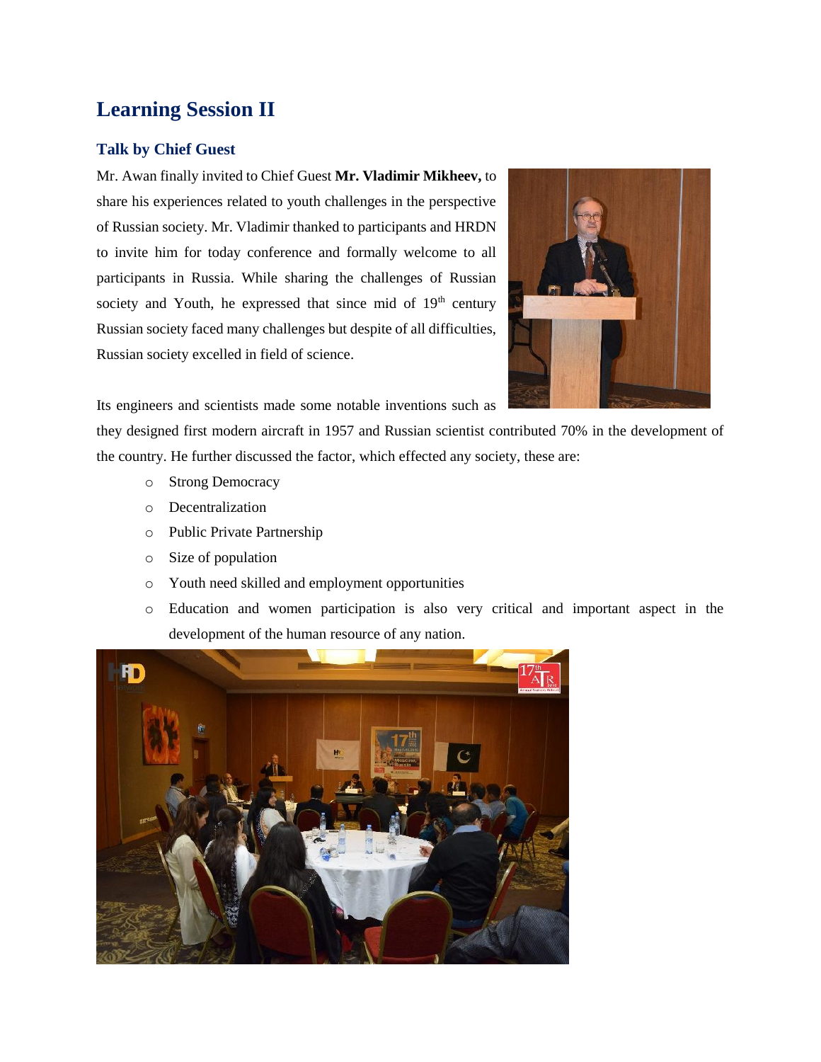# Learning Session II

## Talk by Chief Guest

Mr. Awan finally invited to Chief Guest **Mr. Vladimir Mikheev,** to share his experiences related to youth challenges in the perspective of Russian society. Mr. Vladimir thanked to participants and HRDN to invite him for today conference and formally welcome to all participants in Russia. While sharing the challenges of Russian society and Youth, he expressed that since mid of 19th century Russian society faced many challenges but despite of all difficulties, Russian society excelled in field of science.

Its engineers and scientists made some notable inventions such as they designed first modern aircraft in 1957 and Russian scientist contributed 70% in the development of the country. He further discussed the factor, which effected any society, these are:

- Strong Democracy
- Decentralization
- Public Private Partnership
- Size of population
- Youth need skilled and employment opportunities
- Education and women participation is also very critical and important aspect in the development of the human resource of any nation.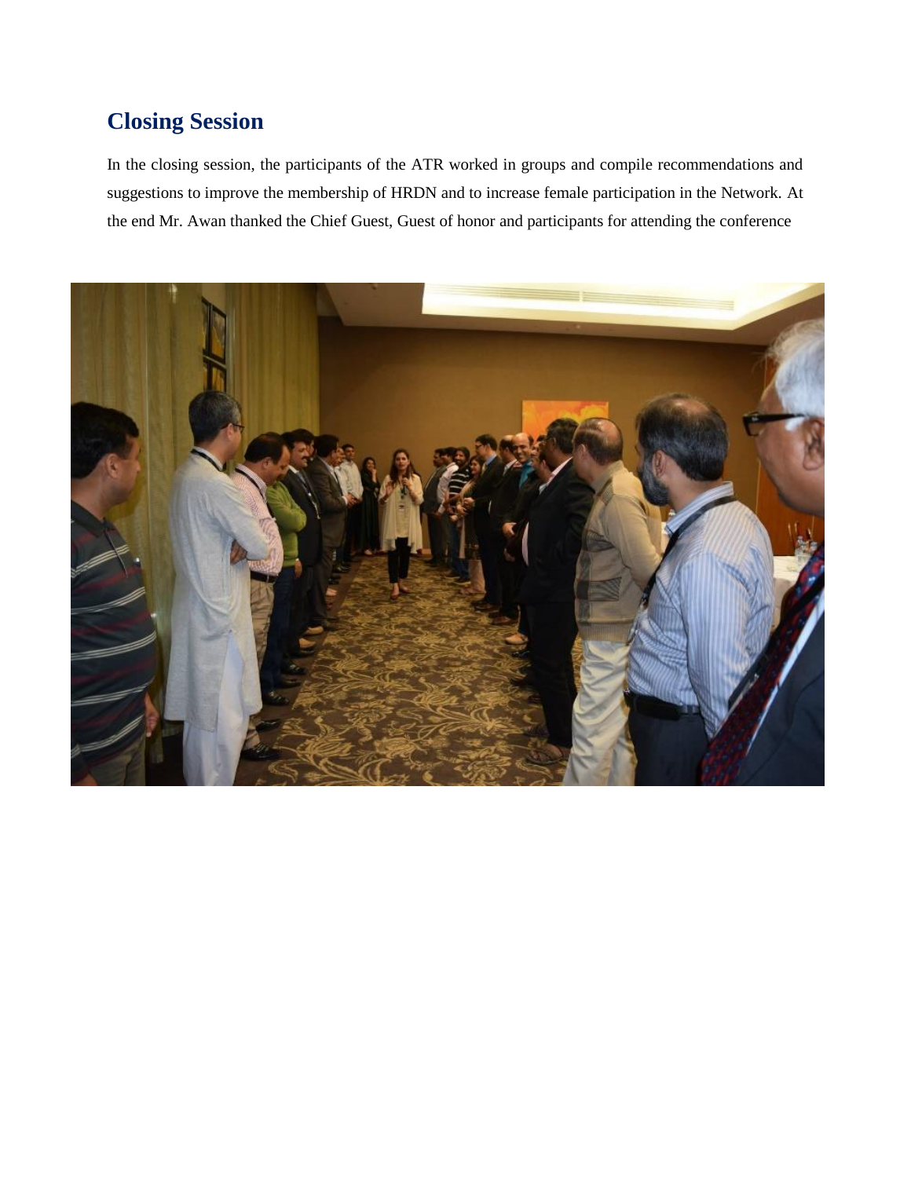## Closing Session

In the closing session, the participants of the ATR worked in groups and compile recommendations and suggestions to improve the membership of HRDN and to increase female participation in the Network. At the end Mr. Awan thanked the Chief Guest, Guest of honor and participants for attending the conference